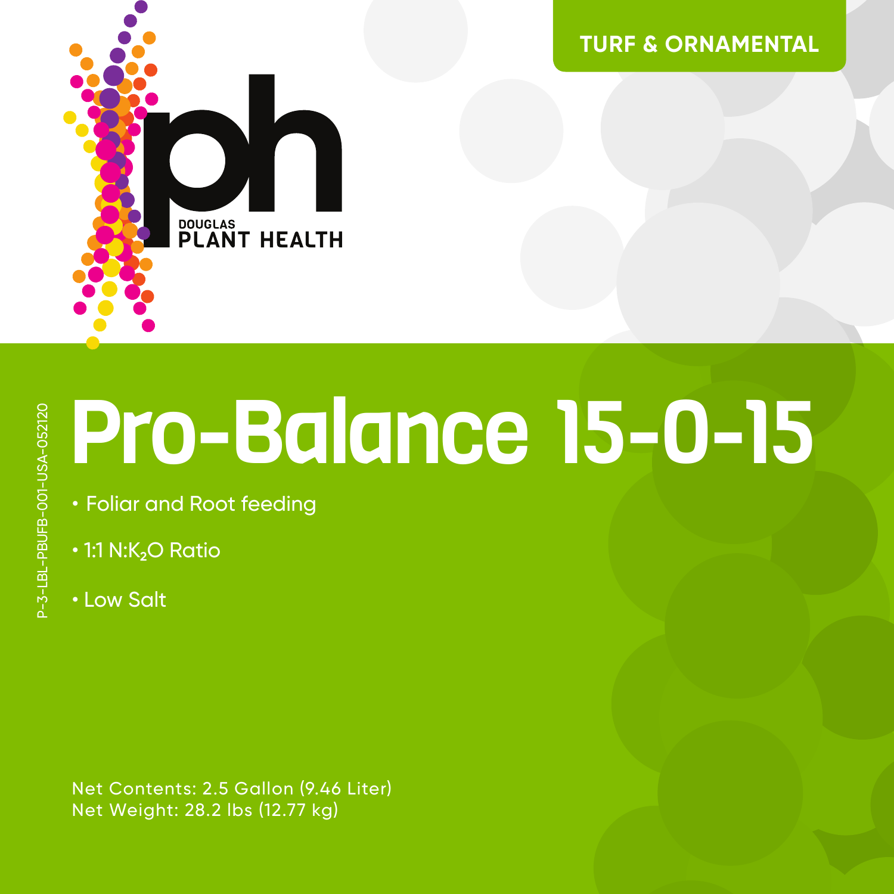DOUGLAS
PLANT HEALTH

TURF & ORNAMENTAL

P-3-LBL-PBUFB-001-USA-052120

# Pro-Balance 15-0-15

- Foliar and Root feeding
- 1:1 N:$K_2O$ Ratio
- Low Salt

Net Contents: 2.5 Gallon (9.46 Liter)
Net Weight: 28.2 lbs (12.77 kg)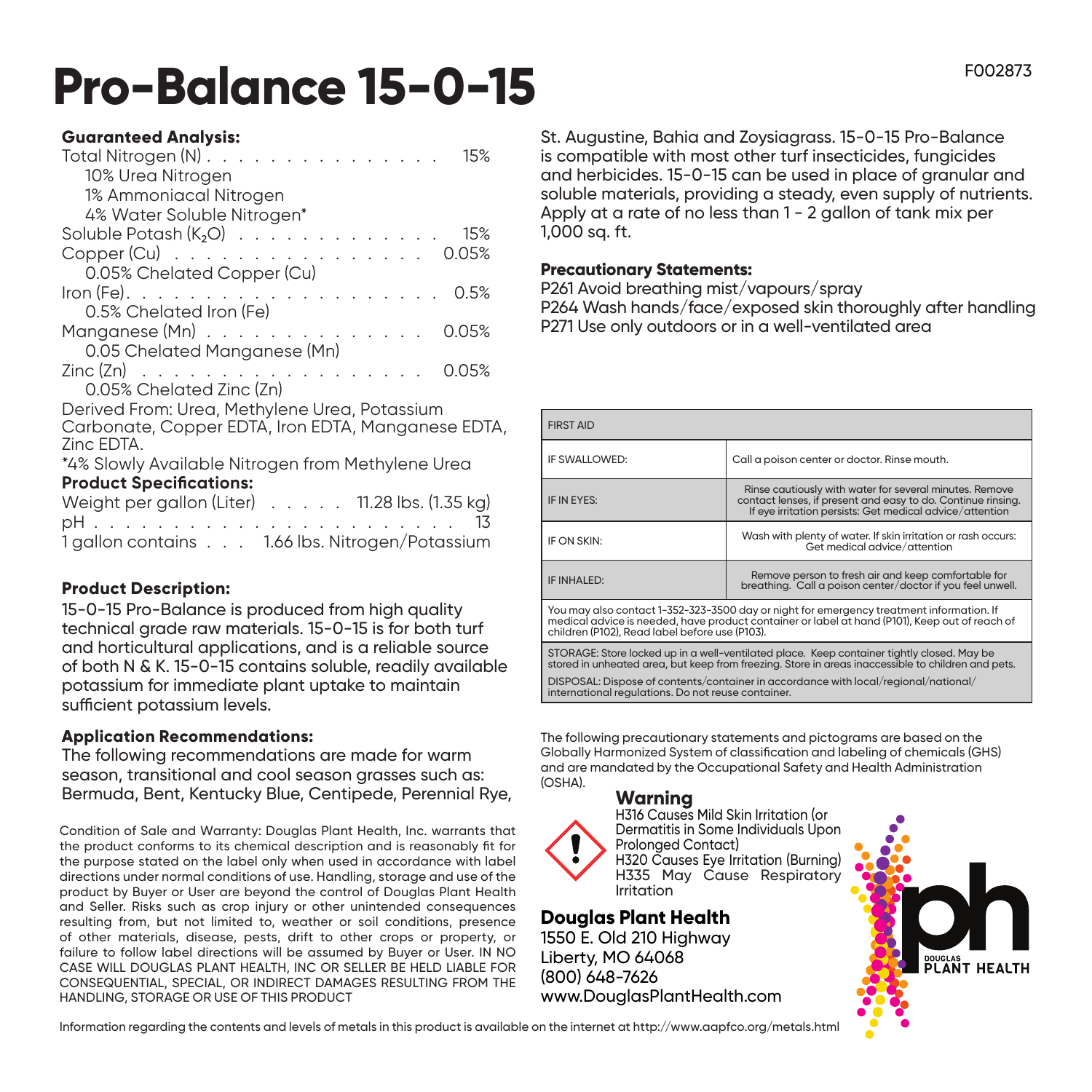# Pro-Balance 15-0-15

F002873

**Guaranteed Analysis:**

Total Nitrogen (N) . . . . . . . . . . . . . . . . 15%
  10% Urea Nitrogen
  1% Ammoniacal Nitrogen
  4% Water Soluble Nitrogen*
Soluble Potash ($K_2O$) . . . . . . . . . . . . . 15%
Copper (Cu) . . . . . . . . . . . . . . . . 0.05%
  0.05% Chelated Copper (Cu)
Iron (Fe). . . . . . . . . . . . . . . . . . . . 0.5%
  0.5% Chelated Iron (Fe)
Manganese (Mn) . . . . . . . . . . . . . . 0.05%
  0.05 Chelated Manganese (Mn)
Zinc (Zn) . . . . . . . . . . . . . . . . . 0.05%
  0.05% Chelated Zinc (Zn)

Derived From: Urea, Methylene Urea, Potassium Carbonate, Copper EDTA, Iron EDTA, Manganese EDTA, Zinc EDTA.

*4% Slowly Available Nitrogen from Methylene Urea

**Product Specifications:**

Weight per gallon (Liter) . . . . . 11.28 lbs. (1.35 kg)
pH . . . . . . . . . . . . . . . . . . . . . . . . 13
1 gallon contains . . . 1.66 lbs. Nitrogen/Potassium

**Product Description:**

15-0-15 Pro-Balance is produced from high quality technical grade raw materials. 15-0-15 is for both turf and horticultural applications, and is a reliable source of both N & K. 15-0-15 contains soluble, readily available potassium for immediate plant uptake to maintain sufficient potassium levels.

**Application Recommendations:**

The following recommendations are made for warm season, transitional and cool season grasses such as: Bermuda, Bent, Kentucky Blue, Centipede, Perennial Rye, St. Augustine, Bahia and Zoysiagrass. 15-0-15 Pro-Balance is compatible with most other turf insecticides, fungicides and herbicides. 15-0-15 can be used in place of granular and soluble materials, providing a steady, even supply of nutrients. Apply at a rate of no less than 1 - 2 gallon of tank mix per 1,000 sq. ft.

Condition of Sale and Warranty: Douglas Plant Health, Inc. warrants that the product conforms to its chemical description and is reasonably fit for the purpose stated on the label only when used in accordance with label directions under normal conditions of use. Handling, storage and use of the product by Buyer or User are beyond the control of Douglas Plant Health and Seller. Risks such as crop injury or other unintended consequences resulting from, but not limited to, weather or soil conditions, presence of other materials, disease, pests, drift to other crops or property, or failure to follow label directions will be assumed by Buyer or User. IN NO CASE WILL DOUGLAS PLANT HEALTH, INC OR SELLER BE HELD LIABLE FOR CONSEQUENTIAL, SPECIAL, OR INDIRECT DAMAGES RESULTING FROM THE HANDLING, STORAGE OR USE OF THIS PRODUCT

**Precautionary Statements:**

P261 Avoid breathing mist/vapours/spray
P264 Wash hands/face/exposed skin thoroughly after handling
P271 Use only outdoors or in a well-ventilated area

| FIRST AID | |
|---|---|
| IF SWALLOWED: | Call a poison center or doctor. Rinse mouth. |
| IF IN EYES: | Rinse cautiously with water for several minutes. Remove contact lenses, if present and easy to do. Continue rinsing. If eye irritation persists: Get medical advice/attention |
| IF ON SKIN: | Wash with plenty of water. If skin irritation or rash occurs: Get medical advice/attention |
| IF INHALED: | Remove person to fresh air and keep comfortable for breathing. Call a poison center/doctor if you feel unwell. |
| You may also contact 1-352-323-3500 day or night for emergency treatment information. If medical advice is needed, have product container or label at hand (P101), Keep out of reach of children (P102), Read label before use (P103). | |
| STORAGE: Store locked up in a well-ventilated place. Keep container tightly closed. May be stored in unheated area, but keep from freezing. Store in areas inaccessible to children and pets. DISPOSAL: Dispose of contents/container in accordance with local/regional/national/international regulations. Do not reuse container. | |

The following precautionary statements and pictograms are based on the Globally Harmonized System of classification and labeling of chemicals (GHS) and are mandated by the Occupational Safety and Health Administration (OSHA).

**Warning**

H316 Causes Mild Skin Irritation (or Dermatitis in Some Individuals Upon Prolonged Contact)
H320 Causes Eye Irritation (Burning)
H335 May Cause Respiratory Irritation

**Douglas Plant Health**
1550 E. Old 210 Highway
Liberty, MO 64068
(800) 648-7626
www.DouglasPlantHealth.com

Information regarding the contents and levels of metals in this product is available on the internet at http://www.aapfco.org/metals.html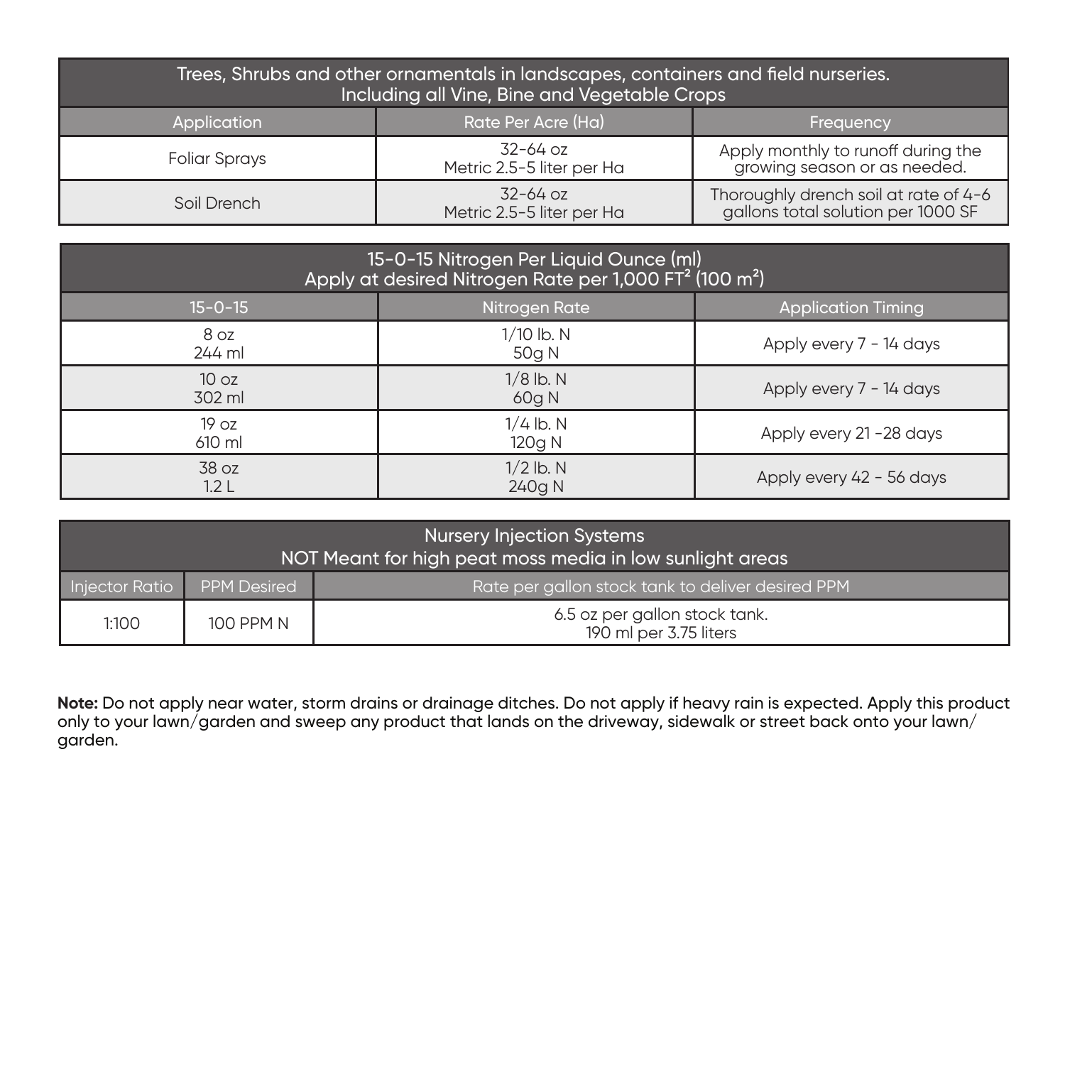| Trees, Shrubs and other ornamentals in landscapes, containers and field nurseries. Including all Vine, Bine and Vegetable Crops | | |
|---|---|---|
| Application | Rate Per Acre (Ha) | Frequency |
| Foliar Sprays | 32-64 oz<br>Metric 2.5-5 liter per Ha | Apply monthly to runoff during the growing season or as needed. |
| Soil Drench | 32-64 oz<br>Metric 2.5-5 liter per Ha | Thoroughly drench soil at rate of 4-6 gallons total solution per 1000 SF |

| 15-0-15 Nitrogen Per Liquid Ounce (ml) Apply at desired Nitrogen Rate per 1,000 $FT^2$ (100 $m^2$) | | |
|---|---|---|
| 15-0-15 | Nitrogen Rate | Application Timing |
| 8 oz<br>244 ml | 1/10 lb. N<br>50g N | Apply every 7 - 14 days |
| 10 oz<br>302 ml | 1/8 lb. N<br>60g N | Apply every 7 - 14 days |
| 19 oz<br>610 ml | 1/4 lb. N<br>120g N | Apply every 21 -28 days |
| 38 oz<br>1.2 L | 1/2 lb. N<br>240g N | Apply every 42 - 56 days |

| Nursery Injection Systems NOT Meant for high peat moss media in low sunlight areas | | |
|---|---|---|
| Injector Ratio | PPM Desired | Rate per gallon stock tank to deliver desired PPM |
| 1:100 | 100 PPM N | 6.5 oz per gallon stock tank.<br>190 ml per 3.75 liters |

**Note:** Do not apply near water, storm drains or drainage ditches. Do not apply if heavy rain is expected. Apply this product only to your lawn/garden and sweep any product that lands on the driveway, sidewalk or street back onto your lawn/garden.